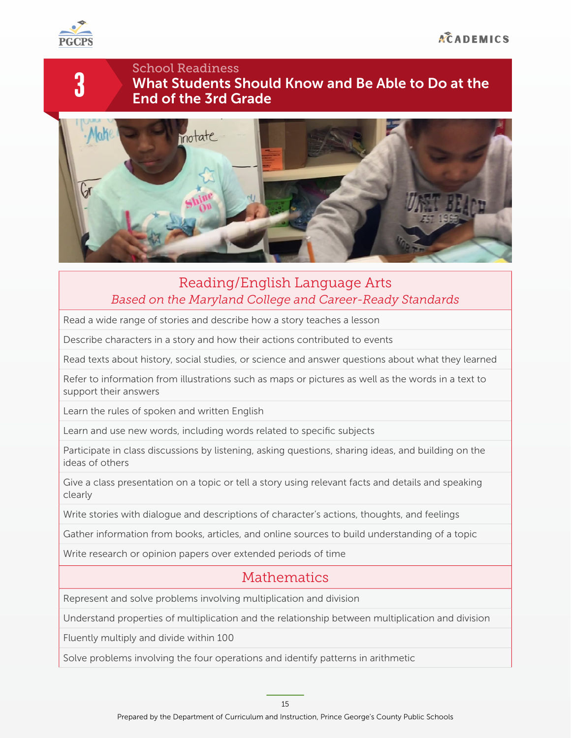# 3

## School Readiness

# What Students Should Know and Be Able to Do at the End of the 3rd Grade

| Reading/English Language Arts<br>*Based on the Maryland College and Career-Ready Standards* |
|---|
| Read a wide range of stories and describe how a story teaches a lesson |
| Describe characters in a story and how their actions contributed to events |
| Read texts about history, social studies, or science and answer questions about what they learned |
| Refer to information from illustrations such as maps or pictures as well as the words in a text to support their answers |
| Learn the rules of spoken and written English |
| Learn and use new words, including words related to specific subjects |
| Participate in class discussions by listening, asking questions, sharing ideas, and building on the ideas of others |
| Give a class presentation on a topic or tell a story using relevant facts and details and speaking clearly |
| Write stories with dialogue and descriptions of character's actions, thoughts, and feelings |
| Gather information from books, articles, and online sources to build understanding of a topic |
| Write research or opinion papers over extended periods of time |

| Mathematics |
|---|
| Represent and solve problems involving multiplication and division |
| Understand properties of multiplication and the relationship between multiplication and division |
| Fluently multiply and divide within 100 |
| Solve problems involving the four operations and identify patterns in arithmetic |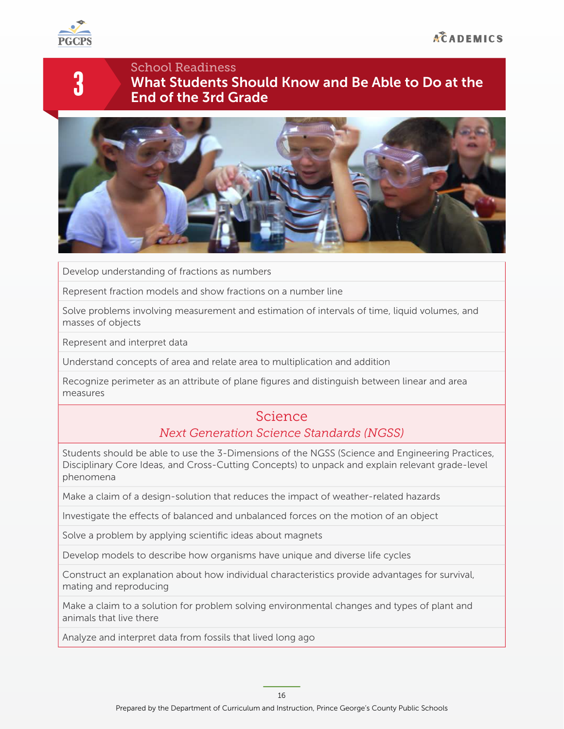School Readiness

# What Students Should Know and Be Able to Do at the End of the 3rd Grade

| |
|---|
| Develop understanding of fractions as numbers |
| Represent fraction models and show fractions on a number line |
| Solve problems involving measurement and estimation of intervals of time, liquid volumes, and masses of objects |
| Represent and interpret data |
| Understand concepts of area and relate area to multiplication and addition |
| Recognize perimeter as an attribute of plane figures and distinguish between linear and area measures |

## Science

*Next Generation Science Standards (NGSS)*

| |
|---|
| Students should be able to use the 3-Dimensions of the NGSS (Science and Engineering Practices, Disciplinary Core Ideas, and Cross-Cutting Concepts) to unpack and explain relevant grade-level phenomena |
| Make a claim of a design-solution that reduces the impact of weather-related hazards |
| Investigate the effects of balanced and unbalanced forces on the motion of an object |
| Solve a problem by applying scientific ideas about magnets |
| Develop models to describe how organisms have unique and diverse life cycles |
| Construct an explanation about how individual characteristics provide advantages for survival, mating and reproducing |
| Make a claim to a solution for problem solving environmental changes and types of plant and animals that live there |
| Analyze and interpret data from fossils that lived long ago |

Prepared by the Department of Curriculum and Instruction, Prince George's County Public Schools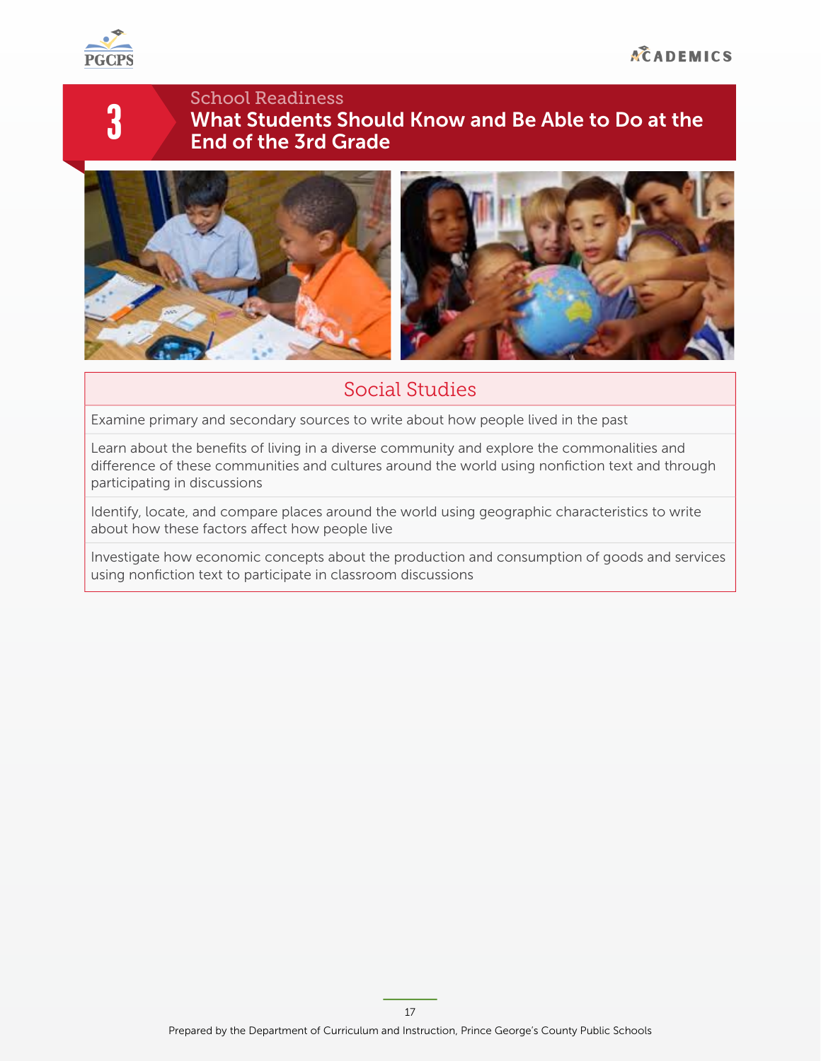# 3 School Readiness

## What Students Should Know and Be Able to Do at the End of the 3rd Grade

| Social Studies |
|---|
| Examine primary and secondary sources to write about how people lived in the past |
| Learn about the benefits of living in a diverse community and explore the commonalities and difference of these communities and cultures around the world using nonfiction text and through participating in discussions |
| Identify, locate, and compare places around the world using geographic characteristics to write about how these factors affect how people live |
| Investigate how economic concepts about the production and consumption of goods and services using nonfiction text to participate in classroom discussions |

Prepared by the Department of Curriculum and Instruction, Prince George's County Public Schools